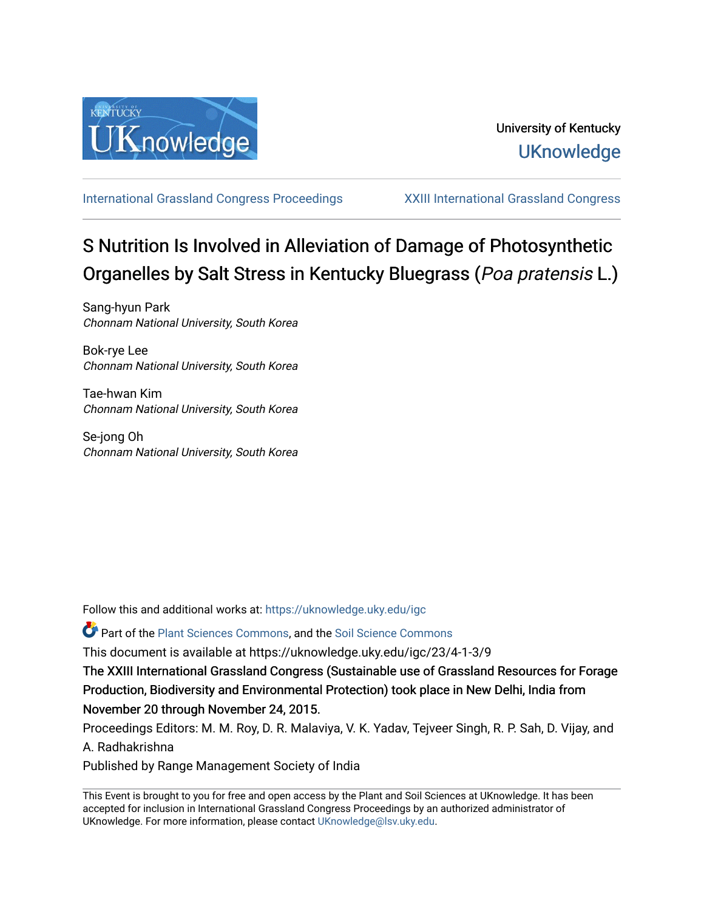University of Kentucky

UKnowledge

International Grassland Congress Proceedings

XXIII International Grassland Congress

# S Nutrition Is Involved in Alleviation of Damage of Photosynthetic Organelles by Salt Stress in Kentucky Bluegrass (*Poa pratensis* L.)

Sang-hyun Park
*Chonnam National University, South Korea*

Bok-rye Lee
*Chonnam National University, South Korea*

Tae-hwan Kim
*Chonnam National University, South Korea*

Se-jong Oh
*Chonnam National University, South Korea*

Follow this and additional works at: https://uknowledge.uky.edu/igc

Part of the Plant Sciences Commons, and the Soil Science Commons

This document is available at https://uknowledge.uky.edu/igc/23/4-1-3/9

The XXIII International Grassland Congress (Sustainable use of Grassland Resources for Forage Production, Biodiversity and Environmental Protection) took place in New Delhi, India from November 20 through November 24, 2015.

Proceedings Editors: M. M. Roy, D. R. Malaviya, V. K. Yadav, Tejveer Singh, R. P. Sah, D. Vijay, and A. Radhakrishna

Published by Range Management Society of India

This Event is brought to you for free and open access by the Plant and Soil Sciences at UKnowledge. It has been accepted for inclusion in International Grassland Congress Proceedings by an authorized administrator of UKnowledge. For more information, please contact UKnowledge@lsv.uky.edu.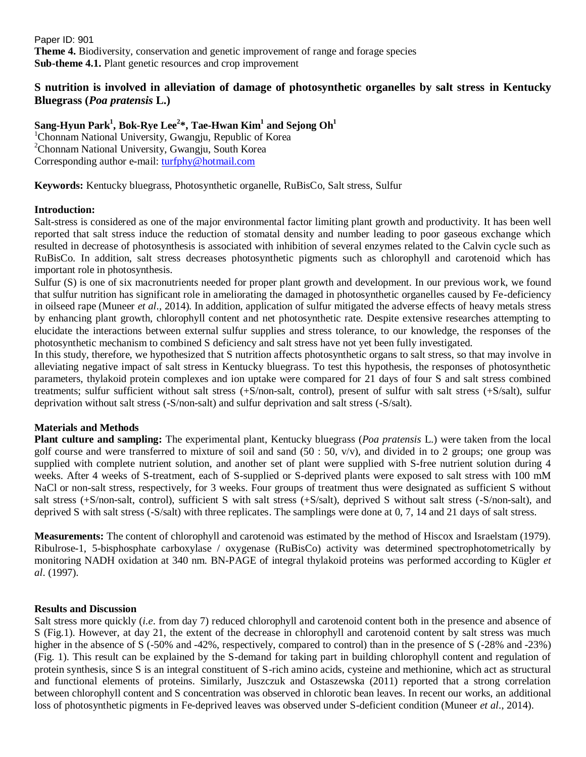Paper ID: 901

**Theme 4.** Biodiversity, conservation and genetic improvement of range and forage species

**Sub-theme 4.1.** Plant genetic resources and crop improvement

# S nutrition is involved in alleviation of damage of photosynthetic organelles by salt stress in Kentucky Bluegrass (*Poa pratensis* L.)

**Sang-Hyun Park[1], Bok-Rye Lee[2]*, Tae-Hwan Kim[1] and Sejong Oh[1]**

[1]Chonnam National University, Gwangju, Republic of Korea

[2]Chonnam National University, Gwangju, South Korea

Corresponding author e-mail: turfphy@hotmail.com

**Keywords:** Kentucky bluegrass, Photosynthetic organelle, RuBisCo, Salt stress, Sulfur

## Introduction:

Salt-stress is considered as one of the major environmental factor limiting plant growth and productivity. It has been well reported that salt stress induce the reduction of stomatal density and number leading to poor gaseous exchange which resulted in decrease of photosynthesis is associated with inhibition of several enzymes related to the Calvin cycle such as RuBisCo. In addition, salt stress decreases photosynthetic pigments such as chlorophyll and carotenoid which has important role in photosynthesis.

Sulfur (S) is one of six macronutrients needed for proper plant growth and development. In our previous work, we found that sulfur nutrition has significant role in ameliorating the damaged in photosynthetic organelles caused by Fe-deficiency in oilseed rape (Muneer *et al*., 2014). In addition, application of sulfur mitigated the adverse effects of heavy metals stress by enhancing plant growth, chlorophyll content and net photosynthetic rate. Despite extensive researches attempting to elucidate the interactions between external sulfur supplies and stress tolerance, to our knowledge, the responses of the photosynthetic mechanism to combined S deficiency and salt stress have not yet been fully investigated.

In this study, therefore, we hypothesized that S nutrition affects photosynthetic organs to salt stress, so that may involve in alleviating negative impact of salt stress in Kentucky bluegrass. To test this hypothesis, the responses of photosynthetic parameters, thylakoid protein complexes and ion uptake were compared for 21 days of four S and salt stress combined treatments; sulfur sufficient without salt stress (+S/non-salt, control), present of sulfur with salt stress (+S/salt), sulfur deprivation without salt stress (-S/non-salt) and sulfur deprivation and salt stress (-S/salt).

## Materials and Methods

**Plant culture and sampling:** The experimental plant, Kentucky bluegrass (*Poa pratensis* L.) were taken from the local golf course and were transferred to mixture of soil and sand (50 : 50, v/v), and divided in to 2 groups; one group was supplied with complete nutrient solution, and another set of plant were supplied with S-free nutrient solution during 4 weeks. After 4 weeks of S-treatment, each of S-supplied or S-deprived plants were exposed to salt stress with 100 mM NaCl or non-salt stress, respectively, for 3 weeks. Four groups of treatment thus were designated as sufficient S without salt stress (+S/non-salt, control), sufficient S with salt stress (+S/salt), deprived S without salt stress (-S/non-salt), and deprived S with salt stress (-S/salt) with three replicates. The samplings were done at 0, 7, 14 and 21 days of salt stress.

**Measurements:** The content of chlorophyll and carotenoid was estimated by the method of Hiscox and Israelstam (1979). Ribulrose-1, 5-bisphosphate carboxylase / oxygenase (RuBisCo) activity was determined spectrophotometrically by monitoring NADH oxidation at 340 nm. BN-PAGE of integral thylakoid proteins was performed according to Kügler *et al*. (1997).

## Results and Discussion

Salt stress more quickly (*i.e*. from day 7) reduced chlorophyll and carotenoid content both in the presence and absence of S (Fig.1). However, at day 21, the extent of the decrease in chlorophyll and carotenoid content by salt stress was much higher in the absence of S (-50% and -42%, respectively, compared to control) than in the presence of S (-28% and -23%) (Fig. 1). This result can be explained by the S-demand for taking part in building chlorophyll content and regulation of protein synthesis, since S is an integral constituent of S-rich amino acids, cysteine and methionine, which act as structural and functional elements of proteins. Similarly, Juszczuk and Ostaszewska (2011) reported that a strong correlation between chlorophyll content and S concentration was observed in chlorotic bean leaves. In recent our works, an additional loss of photosynthetic pigments in Fe-deprived leaves was observed under S-deficient condition (Muneer *et al*., 2014).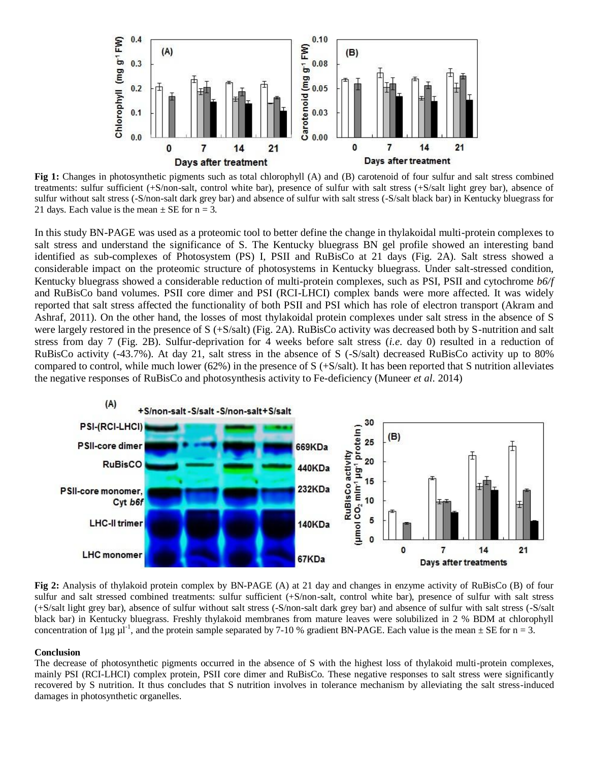**Fig 1:** Changes in photosynthetic pigments such as total chlorophyll (A) and (B) carotenoid of four sulfur and salt stress combined treatments: sulfur sufficient (+S/non-salt, control white bar), presence of sulfur with salt stress (+S/salt light grey bar), absence of sulfur without salt stress (-S/non-salt dark grey bar) and absence of sulfur with salt stress (-S/salt black bar) in Kentucky bluegrass for 21 days. Each value is the mean ± SE for n = 3.

In this study BN-PAGE was used as a proteomic tool to better define the change in thylakoidal multi-protein complexes to salt stress and understand the significance of S. The Kentucky bluegrass BN gel profile showed an interesting band identified as sub-complexes of Photosystem (PS) I, PSII and RuBisCo at 21 days (Fig. 2A). Salt stress showed a considerable impact on the proteomic structure of photosystems in Kentucky bluegrass. Under salt-stressed condition, Kentucky bluegrass showed a considerable reduction of multi-protein complexes, such as PSI, PSII and cytochrome *b6/f* and RuBisCo band volumes. PSII core dimer and PSI (RCI-LHCI) complex bands were more affected. It was widely reported that salt stress affected the functionality of both PSII and PSI which has role of electron transport (Akram and Ashraf, 2011). On the other hand, the losses of most thylakoidal protein complexes under salt stress in the absence of S were largely restored in the presence of S (+S/salt) (Fig. 2A). RuBisCo activity was decreased both by S-nutrition and salt stress from day 7 (Fig. 2B). Sulfur-deprivation for 4 weeks before salt stress (*i.e.* day 0) resulted in a reduction of RuBisCo activity (-43.7%). At day 21, salt stress in the absence of S (-S/salt) decreased RuBisCo activity up to 80% compared to control, while much lower (62%) in the presence of S (+S/salt). It has been reported that S nutrition alleviates the negative responses of RuBisCo and photosynthesis activity to Fe-deficiency (Muneer *et al.* 2014)

**Fig 2:** Analysis of thylakoid protein complex by BN-PAGE (A) at 21 day and changes in enzyme activity of RuBisCo (B) of four sulfur and salt stressed combined treatments: sulfur sufficient (+S/non-salt, control white bar), presence of sulfur with salt stress (+S/salt light grey bar), absence of sulfur without salt stress (-S/non-salt dark grey bar) and absence of sulfur with salt stress (-S/salt black bar) in Kentucky bluegrass. Freshly thylakoid membranes from mature leaves were solubilized in 2 % BDM at chlorophyll concentration of 1μg $\mu l^{-1}$, and the protein sample separated by 7-10 % gradient BN-PAGE. Each value is the mean ± SE for n = 3.

## Conclusion

The decrease of photosynthetic pigments occurred in the absence of S with the highest loss of thylakoid multi-protein complexes, mainly PSI (RCI-LHCI) complex protein, PSII core dimer and RuBisCo. These negative responses to salt stress were significantly recovered by S nutrition. It thus concludes that S nutrition involves in tolerance mechanism by alleviating the salt stress-induced damages in photosynthetic organelles.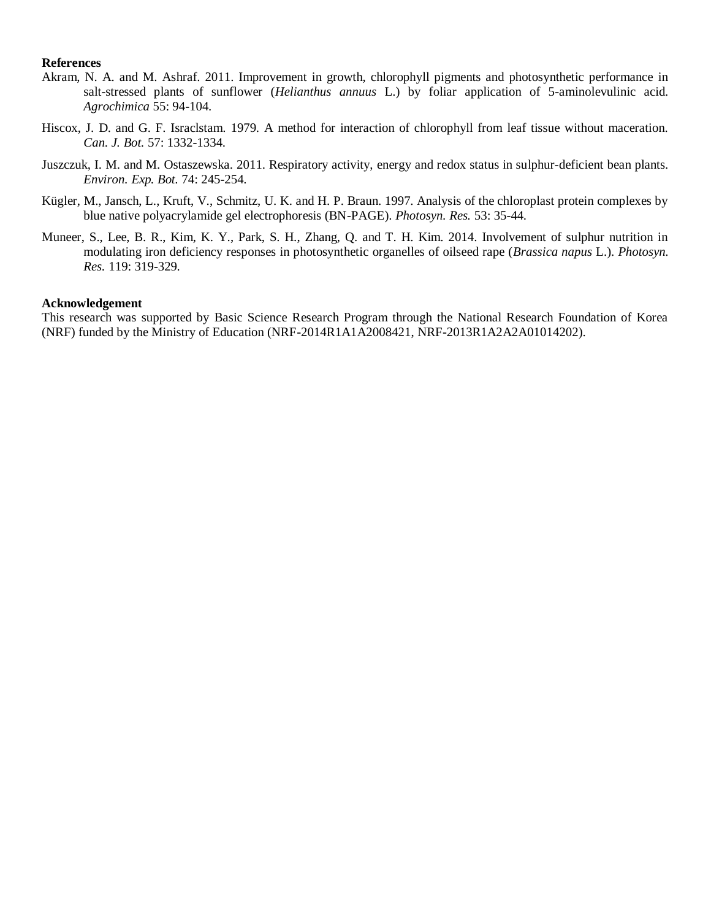**References**

Akram, N. A. and M. Ashraf. 2011. Improvement in growth, chlorophyll pigments and photosynthetic performance in salt-stressed plants of sunflower (*Helianthus annuus* L.) by foliar application of 5-aminolevulinic acid. *Agrochimica* 55: 94-104.

Hiscox, J. D. and G. F. Israclstam. 1979. A method for interaction of chlorophyll from leaf tissue without maceration. *Can. J. Bot.* 57: 1332-1334.

Juszczuk, I. M. and M. Ostaszewska. 2011. Respiratory activity, energy and redox status in sulphur-deficient bean plants. *Environ. Exp. Bot.* 74: 245-254.

Kügler, M., Jansch, L., Kruft, V., Schmitz, U. K. and H. P. Braun. 1997. Analysis of the chloroplast protein complexes by blue native polyacrylamide gel electrophoresis (BN-PAGE). *Photosyn. Res.* 53: 35-44.

Muneer, S., Lee, B. R., Kim, K. Y., Park, S. H., Zhang, Q. and T. H. Kim. 2014. Involvement of sulphur nutrition in modulating iron deficiency responses in photosynthetic organelles of oilseed rape (*Brassica napus* L.). *Photosyn. Res.* 119: 319-329.

**Acknowledgement**

This research was supported by Basic Science Research Program through the National Research Foundation of Korea (NRF) funded by the Ministry of Education (NRF-2014R1A1A2008421, NRF-2013R1A2A2A01014202).